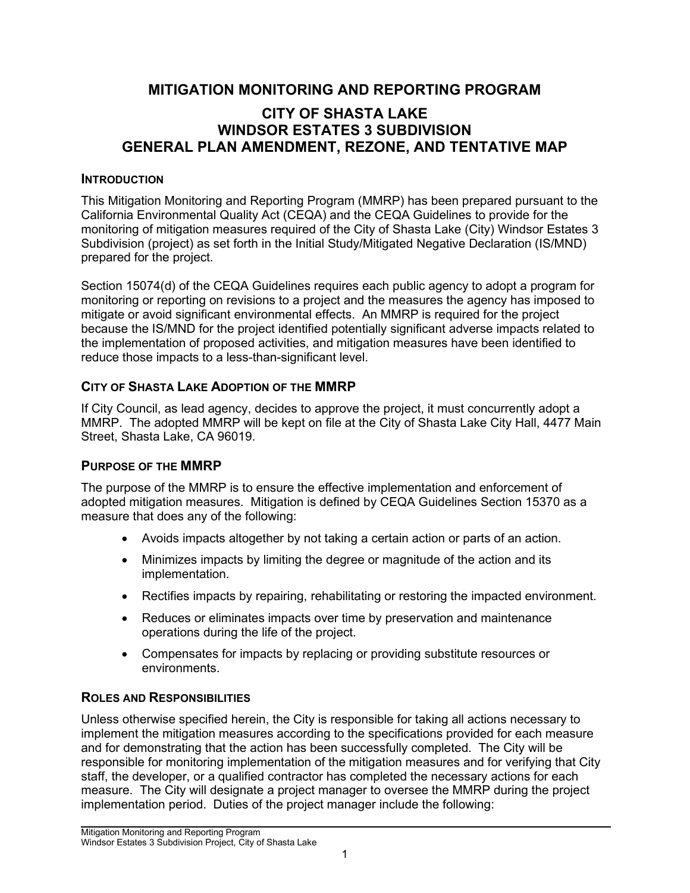# MITIGATION MONITORING AND REPORTING PROGRAM

## CITY OF SHASTA LAKE
## WINDSOR ESTATES 3 SUBDIVISION
## GENERAL PLAN AMENDMENT, REZONE, AND TENTATIVE MAP

### INTRODUCTION

This Mitigation Monitoring and Reporting Program (MMRP) has been prepared pursuant to the California Environmental Quality Act (CEQA) and the CEQA Guidelines to provide for the monitoring of mitigation measures required of the City of Shasta Lake (City) Windsor Estates 3 Subdivision (project) as set forth in the Initial Study/Mitigated Negative Declaration (IS/MND) prepared for the project.

Section 15074(d) of the CEQA Guidelines requires each public agency to adopt a program for monitoring or reporting on revisions to a project and the measures the agency has imposed to mitigate or avoid significant environmental effects. An MMRP is required for the project because the IS/MND for the project identified potentially significant adverse impacts related to the implementation of proposed activities, and mitigation measures have been identified to reduce those impacts to a less-than-significant level.

### CITY OF SHASTA LAKE ADOPTION OF THE MMRP

If City Council, as lead agency, decides to approve the project, it must concurrently adopt a MMRP. The adopted MMRP will be kept on file at the City of Shasta Lake City Hall, 4477 Main Street, Shasta Lake, CA 96019.

### PURPOSE OF THE MMRP

The purpose of the MMRP is to ensure the effective implementation and enforcement of adopted mitigation measures. Mitigation is defined by CEQA Guidelines Section 15370 as a measure that does any of the following:

- Avoids impacts altogether by not taking a certain action or parts of an action.
- Minimizes impacts by limiting the degree or magnitude of the action and its implementation.
- Rectifies impacts by repairing, rehabilitating or restoring the impacted environment.
- Reduces or eliminates impacts over time by preservation and maintenance operations during the life of the project.
- Compensates for impacts by replacing or providing substitute resources or environments.

### ROLES AND RESPONSIBILITIES

Unless otherwise specified herein, the City is responsible for taking all actions necessary to implement the mitigation measures according to the specifications provided for each measure and for demonstrating that the action has been successfully completed. The City will be responsible for monitoring implementation of the mitigation measures and for verifying that City staff, the developer, or a qualified contractor has completed the necessary actions for each measure. The City will designate a project manager to oversee the MMRP during the project implementation period. Duties of the project manager include the following: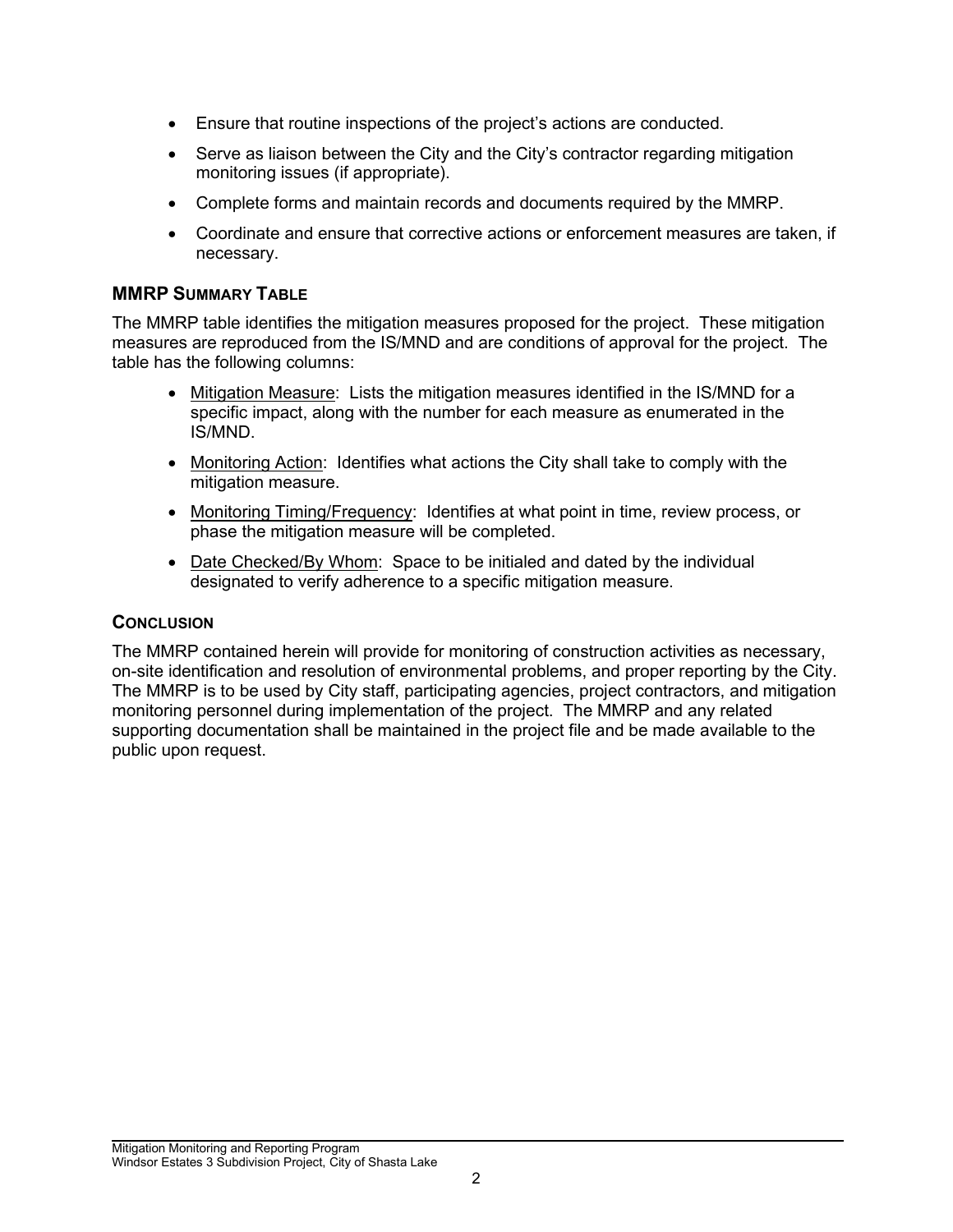- Ensure that routine inspections of the project's actions are conducted.
- Serve as liaison between the City and the City's contractor regarding mitigation monitoring issues (if appropriate).
- Complete forms and maintain records and documents required by the MMRP.
- Coordinate and ensure that corrective actions or enforcement measures are taken, if necessary.

## MMRP Summary Table

The MMRP table identifies the mitigation measures proposed for the project. These mitigation measures are reproduced from the IS/MND and are conditions of approval for the project. The table has the following columns:

- Mitigation Measure: Lists the mitigation measures identified in the IS/MND for a specific impact, along with the number for each measure as enumerated in the IS/MND.
- Monitoring Action: Identifies what actions the City shall take to comply with the mitigation measure.
- Monitoring Timing/Frequency: Identifies at what point in time, review process, or phase the mitigation measure will be completed.
- Date Checked/By Whom: Space to be initialed and dated by the individual designated to verify adherence to a specific mitigation measure.

## Conclusion

The MMRP contained herein will provide for monitoring of construction activities as necessary, on-site identification and resolution of environmental problems, and proper reporting by the City. The MMRP is to be used by City staff, participating agencies, project contractors, and mitigation monitoring personnel during implementation of the project. The MMRP and any related supporting documentation shall be maintained in the project file and be made available to the public upon request.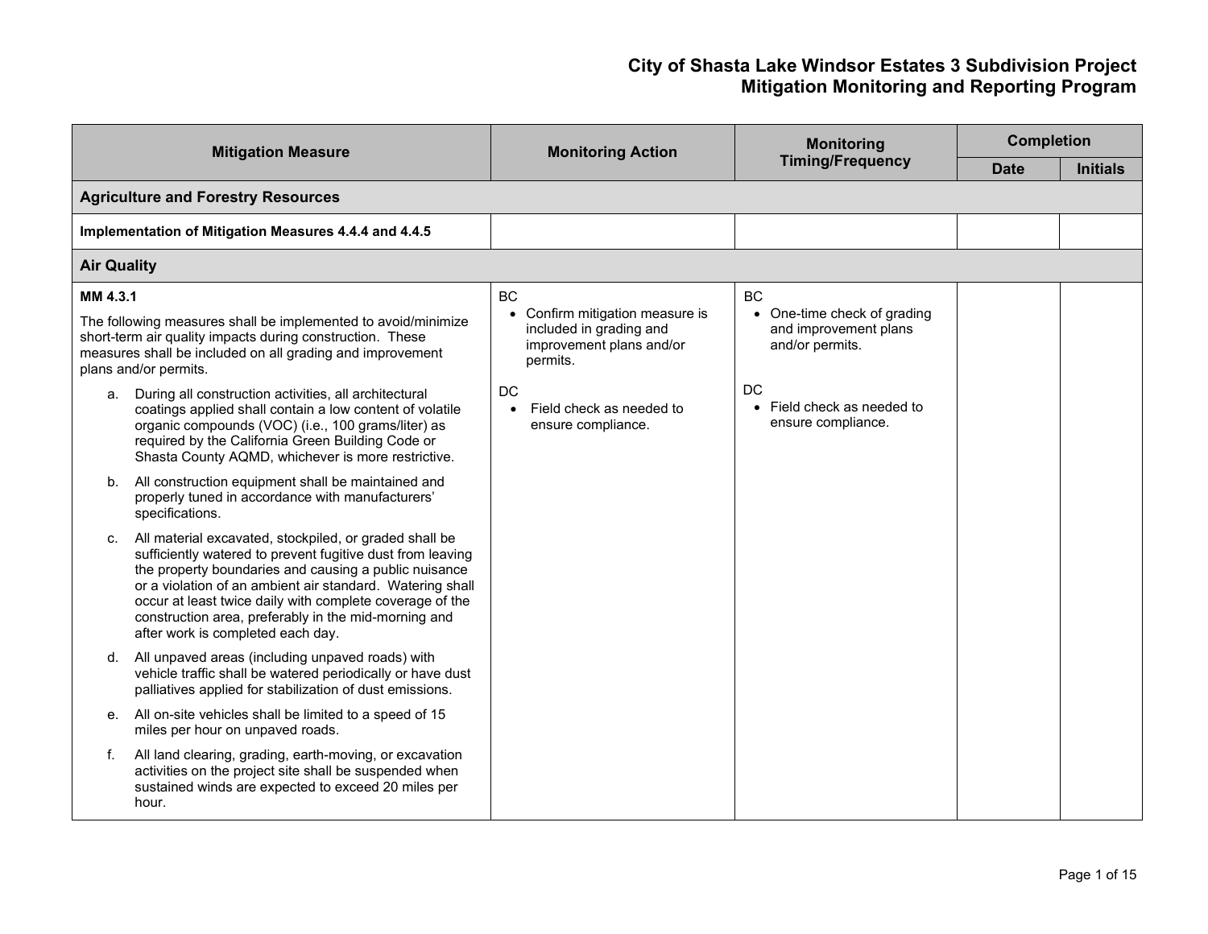| Mitigation Measure | Monitoring Action | Monitoring Timing/Frequency | Completion | |
|---|---|---|---|---|
| | | | Date | Initials |
| **Agriculture and Forestry Resources** | | | | |
| **Implementation of Mitigation Measures 4.4.4 and 4.4.5** | | | | |
| **Air Quality** | | | | |
| **MM 4.3.1**<br><br>The following measures shall be implemented to avoid/minimize short-term air quality impacts during construction. These measures shall be included on all grading and improvement plans and/or permits.<br><br>a. During all construction activities, all architectural coatings applied shall contain a low content of volatile organic compounds (VOC) (i.e., 100 grams/liter) as required by the California Green Building Code or Shasta County AQMD, whichever is more restrictive.<br><br>b. All construction equipment shall be maintained and properly tuned in accordance with manufacturers' specifications.<br><br>c. All material excavated, stockpiled, or graded shall be sufficiently watered to prevent fugitive dust from leaving the property boundaries and causing a public nuisance or a violation of an ambient air standard. Watering shall occur at least twice daily with complete coverage of the construction area, preferably in the mid-morning and after work is completed each day.<br><br>d. All unpaved areas (including unpaved roads) with vehicle traffic shall be watered periodically or have dust palliatives applied for stabilization of dust emissions.<br><br>e. All on-site vehicles shall be limited to a speed of 15 miles per hour on unpaved roads.<br><br>f. All land clearing, grading, earth-moving, or excavation activities on the project site shall be suspended when sustained winds are expected to exceed 20 miles per hour. | BC<br>• Confirm mitigation measure is included in grading and improvement plans and/or permits.<br><br>DC<br>• Field check as needed to ensure compliance. | BC<br>• One-time check of grading and improvement plans and/or permits.<br><br>DC<br>• Field check as needed to ensure compliance. | | |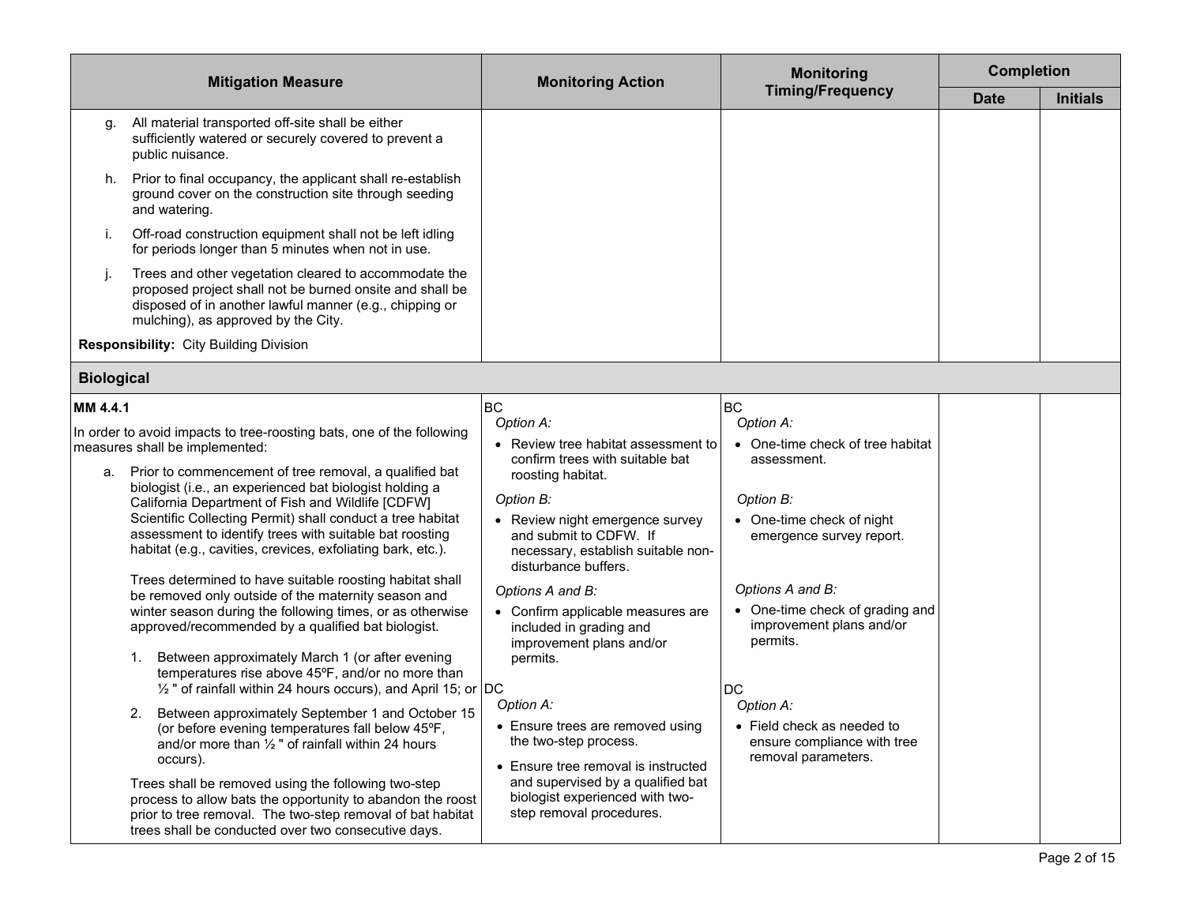| Mitigation Measure | Monitoring Action | Monitoring Timing/Frequency | Completion | |
|---|---|---|---|---|
| | | | Date | Initials |
| g. All material transported off-site shall be either sufficiently watered or securely covered to prevent a public nuisance.<br><br>h. Prior to final occupancy, the applicant shall re-establish ground cover on the construction site through seeding and watering.<br><br>i. Off-road construction equipment shall not be left idling for periods longer than 5 minutes when not in use.<br><br>j. Trees and other vegetation cleared to accommodate the proposed project shall not be burned onsite and shall be disposed of in another lawful manner (e.g., chipping or mulching), as approved by the City.<br><br>**Responsibility:** City Building Division | | | | |
| **Biological** | | | | |
| **MM 4.4.1**<br><br>In order to avoid impacts to tree-roosting bats, one of the following measures shall be implemented:<br><br>a. Prior to commencement of tree removal, a qualified bat biologist (i.e., an experienced bat biologist holding a California Department of Fish and Wildlife [CDFW] Scientific Collecting Permit) shall conduct a tree habitat assessment to identify trees with suitable bat roosting habitat (e.g., cavities, crevices, exfoliating bark, etc.).<br><br>Trees determined to have suitable roosting habitat shall be removed only outside of the maternity season and winter season during the following times, or as otherwise approved/recommended by a qualified bat biologist.<br><br>1. Between approximately March 1 (or after evening temperatures rise above 45ºF, and/or no more than ½ " of rainfall within 24 hours occurs), and April 15; or<br><br>2. Between approximately September 1 and October 15 (or before evening temperatures fall below 45ºF, and/or more than ½ " of rainfall within 24 hours occurs).<br><br>Trees shall be removed using the following two-step process to allow bats the opportunity to abandon the roost prior to tree removal. The two-step removal of bat habitat trees shall be conducted over two consecutive days. | BC<br>*Option A:*<br>• Review tree habitat assessment to confirm trees with suitable bat roosting habitat.<br><br>*Option B:*<br>• Review night emergence survey and submit to CDFW. If necessary, establish suitable non-disturbance buffers.<br><br>*Options A and B:*<br>• Confirm applicable measures are included in grading and improvement plans and/or permits.<br><br>DC<br>*Option A:*<br>• Ensure trees are removed using the two-step process.<br>• Ensure tree removal is instructed and supervised by a qualified bat biologist experienced with two-step removal procedures. | BC<br>*Option A:*<br>• One-time check of tree habitat assessment.<br><br>*Option B:*<br>• One-time check of night emergence survey report.<br><br>*Options A and B:*<br>• One-time check of grading and improvement plans and/or permits.<br><br>DC<br>*Option A:*<br>• Field check as needed to ensure compliance with tree removal parameters. | | |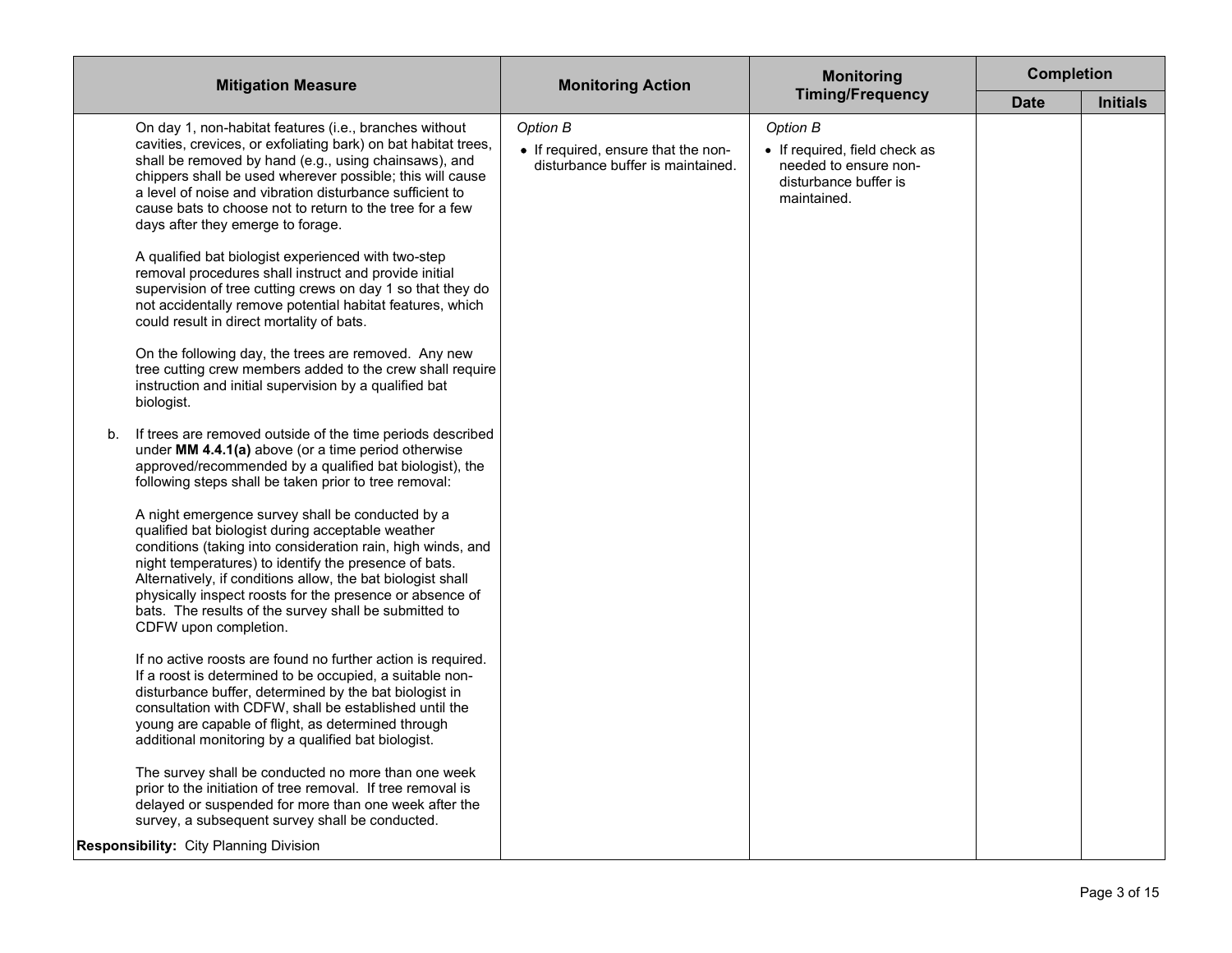| Mitigation Measure | Monitoring Action | Monitoring Timing/Frequency | Completion | |
|---|---|---|---|---|
| | | | Date | Initials |
| On day 1, non-habitat features (i.e., branches without cavities, crevices, or exfoliating bark) on bat habitat trees, shall be removed by hand (e.g., using chainsaws), and chippers shall be used wherever possible; this will cause a level of noise and vibration disturbance sufficient to cause bats to choose not to return to the tree for a few days after they emerge to forage.<br><br>A qualified bat biologist experienced with two-step removal procedures shall instruct and provide initial supervision of tree cutting crews on day 1 so that they do not accidentally remove potential habitat features, which could result in direct mortality of bats.<br><br>On the following day, the trees are removed. Any new tree cutting crew members added to the crew shall require instruction and initial supervision by a qualified bat biologist.<br><br>b. If trees are removed outside of the time periods described under **MM 4.4.1(a)** above (or a time period otherwise approved/recommended by a qualified bat biologist), the following steps shall be taken prior to tree removal:<br><br>A night emergence survey shall be conducted by a qualified bat biologist during acceptable weather conditions (taking into consideration rain, high winds, and night temperatures) to identify the presence of bats. Alternatively, if conditions allow, the bat biologist shall physically inspect roosts for the presence or absence of bats. The results of the survey shall be submitted to CDFW upon completion.<br><br>If no active roosts are found no further action is required. If a roost is determined to be occupied, a suitable non-disturbance buffer, determined by the bat biologist in consultation with CDFW, shall be established until the young are capable of flight, as determined through additional monitoring by a qualified bat biologist.<br><br>The survey shall be conducted no more than one week prior to the initiation of tree removal. If tree removal is delayed or suspended for more than one week after the survey, a subsequent survey shall be conducted.<br><br>**Responsibility:** City Planning Division | *Option B*<br>• If required, ensure that the non-disturbance buffer is maintained. | *Option B*<br>• If required, field check as needed to ensure non-disturbance buffer is maintained. | | |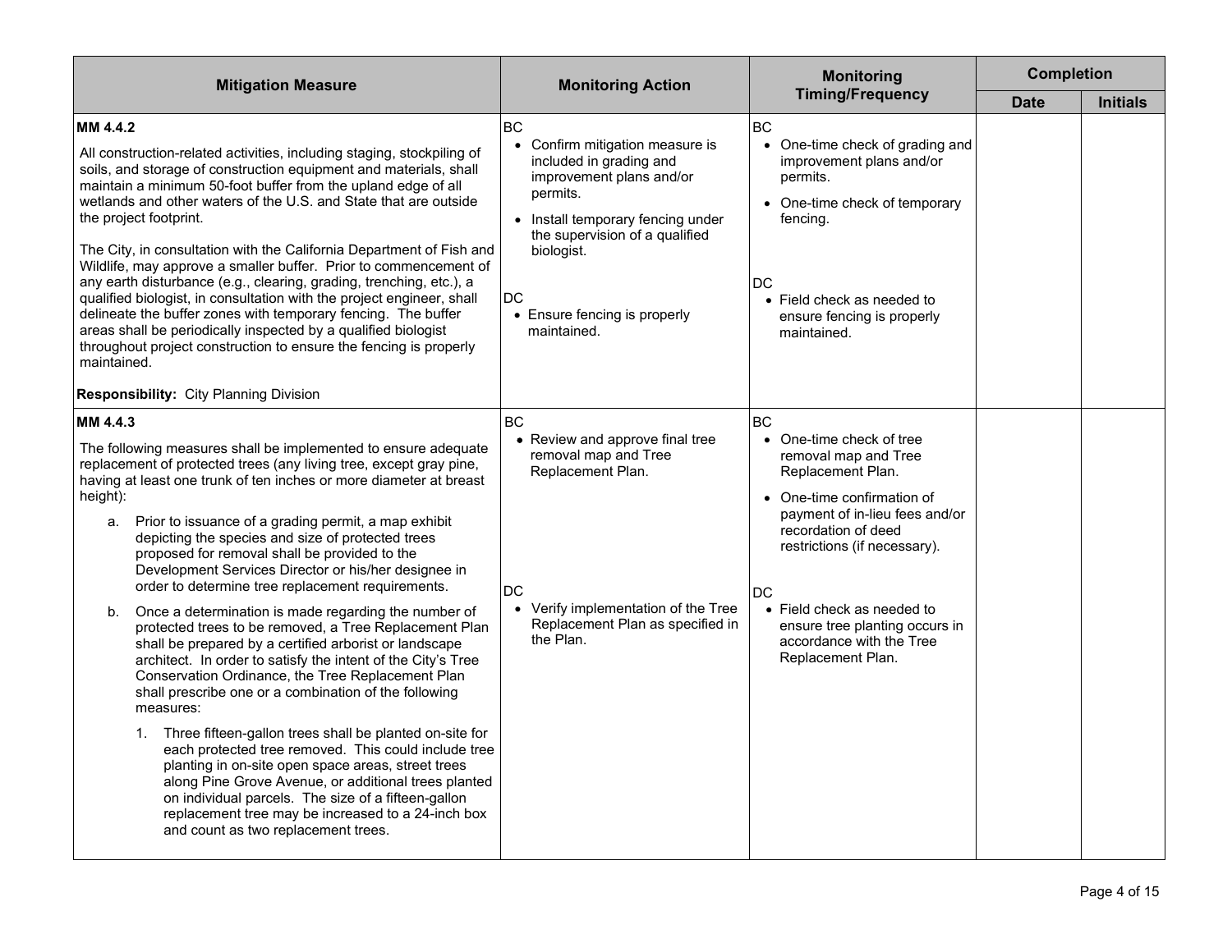| Mitigation Measure | Monitoring Action | Monitoring Timing/Frequency | Completion | |
|---|---|---|---|---|
| | | | Date | Initials |
| **MM 4.4.2**<br><br>All construction-related activities, including staging, stockpiling of soils, and storage of construction equipment and materials, shall maintain a minimum 50-foot buffer from the upland edge of all wetlands and other waters of the U.S. and State that are outside the project footprint.<br><br>The City, in consultation with the California Department of Fish and Wildlife, may approve a smaller buffer. Prior to commencement of any earth disturbance (e.g., clearing, grading, trenching, etc.), a qualified biologist, in consultation with the project engineer, shall delineate the buffer zones with temporary fencing. The buffer areas shall be periodically inspected by a qualified biologist throughout project construction to ensure the fencing is properly maintained.<br><br>**Responsibility:** City Planning Division | BC<br>• Confirm mitigation measure is included in grading and improvement plans and/or permits.<br>• Install temporary fencing under the supervision of a qualified biologist.<br><br>DC<br>• Ensure fencing is properly maintained. | BC<br>• One-time check of grading and improvement plans and/or permits.<br>• One-time check of temporary fencing.<br><br>DC<br>• Field check as needed to ensure fencing is properly maintained. | | |
| **MM 4.4.3**<br><br>The following measures shall be implemented to ensure adequate replacement of protected trees (any living tree, except gray pine, having at least one trunk of ten inches or more diameter at breast height):<br><br>a. Prior to issuance of a grading permit, a map exhibit depicting the species and size of protected trees proposed for removal shall be provided to the Development Services Director or his/her designee in order to determine tree replacement requirements.<br><br>b. Once a determination is made regarding the number of protected trees to be removed, a Tree Replacement Plan shall be prepared by a certified arborist or landscape architect. In order to satisfy the intent of the City's Tree Conservation Ordinance, the Tree Replacement Plan shall prescribe one or a combination of the following measures:<br><br>1. Three fifteen-gallon trees shall be planted on-site for each protected tree removed. This could include tree planting in on-site open space areas, street trees along Pine Grove Avenue, or additional trees planted on individual parcels. The size of a fifteen-gallon replacement tree may be increased to a 24-inch box and count as two replacement trees. | BC<br>• Review and approve final tree removal map and Tree Replacement Plan.<br><br>DC<br>• Verify implementation of the Tree Replacement Plan as specified in the Plan. | BC<br>• One-time check of tree removal map and Tree Replacement Plan.<br>• One-time confirmation of payment of in-lieu fees and/or recordation of deed restrictions (if necessary).<br><br>DC<br>• Field check as needed to ensure tree planting occurs in accordance with the Tree Replacement Plan. | | |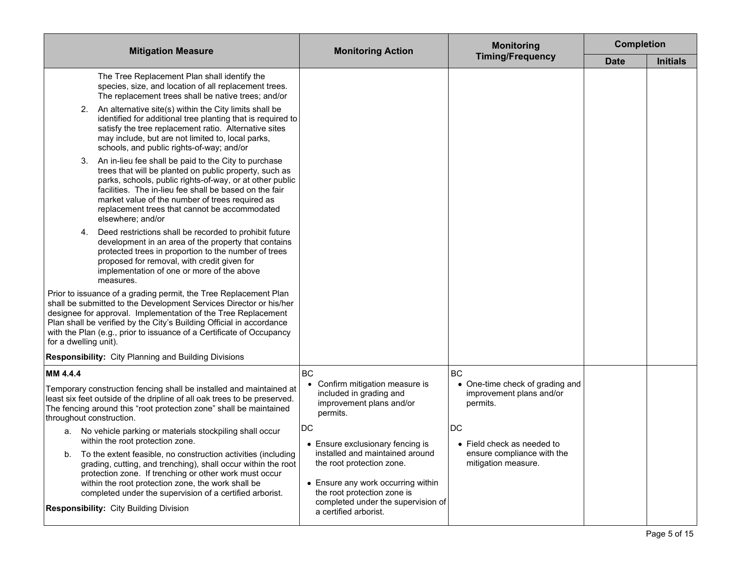| Mitigation Measure | Monitoring Action | Monitoring Timing/Frequency | Completion | |
|---|---|---|---|---|
| | | | Date | Initials |
| The Tree Replacement Plan shall identify the species, size, and location of all replacement trees. The replacement trees shall be native trees; and/or<br><br>2. An alternative site(s) within the City limits shall be identified for additional tree planting that is required to satisfy the tree replacement ratio. Alternative sites may include, but are not limited to, local parks, schools, and public rights-of-way; and/or<br><br>3. An in-lieu fee shall be paid to the City to purchase trees that will be planted on public property, such as parks, schools, public rights-of-way, or at other public facilities. The in-lieu fee shall be based on the fair market value of the number of trees required as replacement trees that cannot be accommodated elsewhere; and/or<br><br>4. Deed restrictions shall be recorded to prohibit future development in an area of the property that contains protected trees in proportion to the number of trees proposed for removal, with credit given for implementation of one or more of the above measures.<br><br>Prior to issuance of a grading permit, the Tree Replacement Plan shall be submitted to the Development Services Director or his/her designee for approval. Implementation of the Tree Replacement Plan shall be verified by the City's Building Official in accordance with the Plan (e.g., prior to issuance of a Certificate of Occupancy for a dwelling unit).<br><br>**Responsibility:** City Planning and Building Divisions | | | | |
| **MM 4.4.4**<br><br>Temporary construction fencing shall be installed and maintained at least six feet outside of the dripline of all oak trees to be preserved. The fencing around this "root protection zone" shall be maintained throughout construction.<br><br>a. No vehicle parking or materials stockpiling shall occur within the root protection zone.<br><br>b. To the extent feasible, no construction activities (including grading, cutting, and trenching), shall occur within the root protection zone. If trenching or other work must occur within the root protection zone, the work shall be completed under the supervision of a certified arborist.<br><br>**Responsibility:** City Building Division | BC<br>• Confirm mitigation measure is included in grading and improvement plans and/or permits.<br><br>DC<br>• Ensure exclusionary fencing is installed and maintained around the root protection zone.<br>• Ensure any work occurring within the root protection zone is completed under the supervision of a certified arborist. | BC<br>• One-time check of grading and improvement plans and/or permits.<br><br>DC<br>• Field check as needed to ensure compliance with the mitigation measure. | | |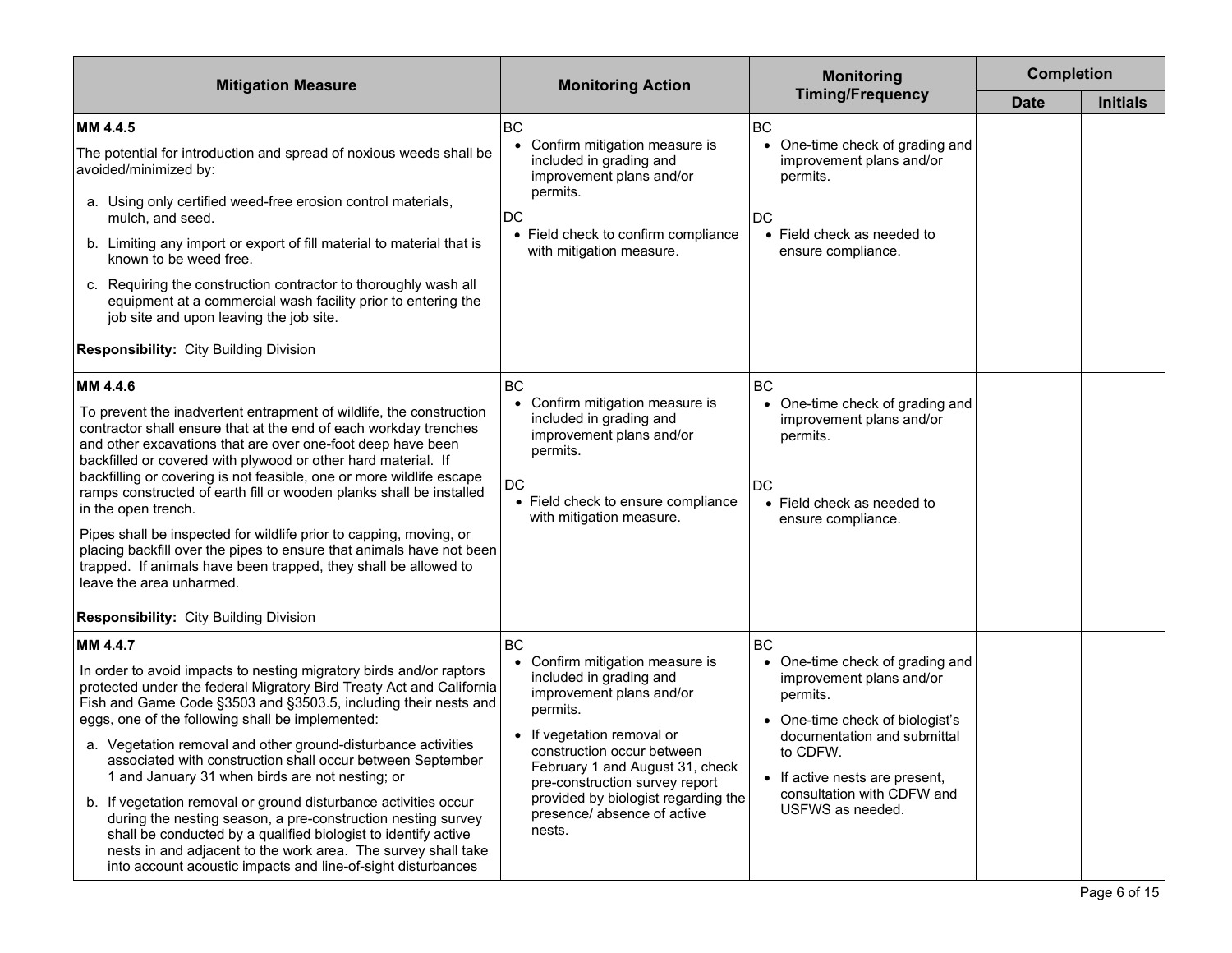| Mitigation Measure | Monitoring Action | Monitoring Timing/Frequency | Completion | |
|---|---|---|---|---|
| | | | Date | Initials |
| **MM 4.4.5**<br><br>The potential for introduction and spread of noxious weeds shall be avoided/minimized by:<br><br>a. Using only certified weed-free erosion control materials, mulch, and seed.<br><br>b. Limiting any import or export of fill material to material that is known to be weed free.<br><br>c. Requiring the construction contractor to thoroughly wash all equipment at a commercial wash facility prior to entering the job site and upon leaving the job site.<br><br>**Responsibility:** City Building Division | BC<br>• Confirm mitigation measure is included in grading and improvement plans and/or permits.<br><br>DC<br>• Field check to confirm compliance with mitigation measure. | BC<br>• One-time check of grading and improvement plans and/or permits.<br><br>DC<br>• Field check as needed to ensure compliance. | | |
| **MM 4.4.6**<br><br>To prevent the inadvertent entrapment of wildlife, the construction contractor shall ensure that at the end of each workday trenches and other excavations that are over one-foot deep have been backfilled or covered with plywood or other hard material. If backfilling or covering is not feasible, one or more wildlife escape ramps constructed of earth fill or wooden planks shall be installed in the open trench.<br><br>Pipes shall be inspected for wildlife prior to capping, moving, or placing backfill over the pipes to ensure that animals have not been trapped. If animals have been trapped, they shall be allowed to leave the area unharmed.<br><br>**Responsibility:** City Building Division | BC<br>• Confirm mitigation measure is included in grading and improvement plans and/or permits.<br><br>DC<br>• Field check to ensure compliance with mitigation measure. | BC<br>• One-time check of grading and improvement plans and/or permits.<br><br>DC<br>• Field check as needed to ensure compliance. | | |
| **MM 4.4.7**<br><br>In order to avoid impacts to nesting migratory birds and/or raptors protected under the federal Migratory Bird Treaty Act and California Fish and Game Code §3503 and §3503.5, including their nests and eggs, one of the following shall be implemented:<br><br>a. Vegetation removal and other ground-disturbance activities associated with construction shall occur between September 1 and January 31 when birds are not nesting; or<br><br>b. If vegetation removal or ground disturbance activities occur during the nesting season, a pre-construction nesting survey shall be conducted by a qualified biologist to identify active nests in and adjacent to the work area. The survey shall take into account acoustic impacts and line-of-sight disturbances | BC<br>• Confirm mitigation measure is included in grading and improvement plans and/or permits.<br>• If vegetation removal or construction occur between February 1 and August 31, check pre-construction survey report provided by biologist regarding the presence/ absence of active nests. | BC<br>• One-time check of grading and improvement plans and/or permits.<br>• One-time check of biologist's documentation and submittal to CDFW.<br>• If active nests are present, consultation with CDFW and USFWS as needed. | | |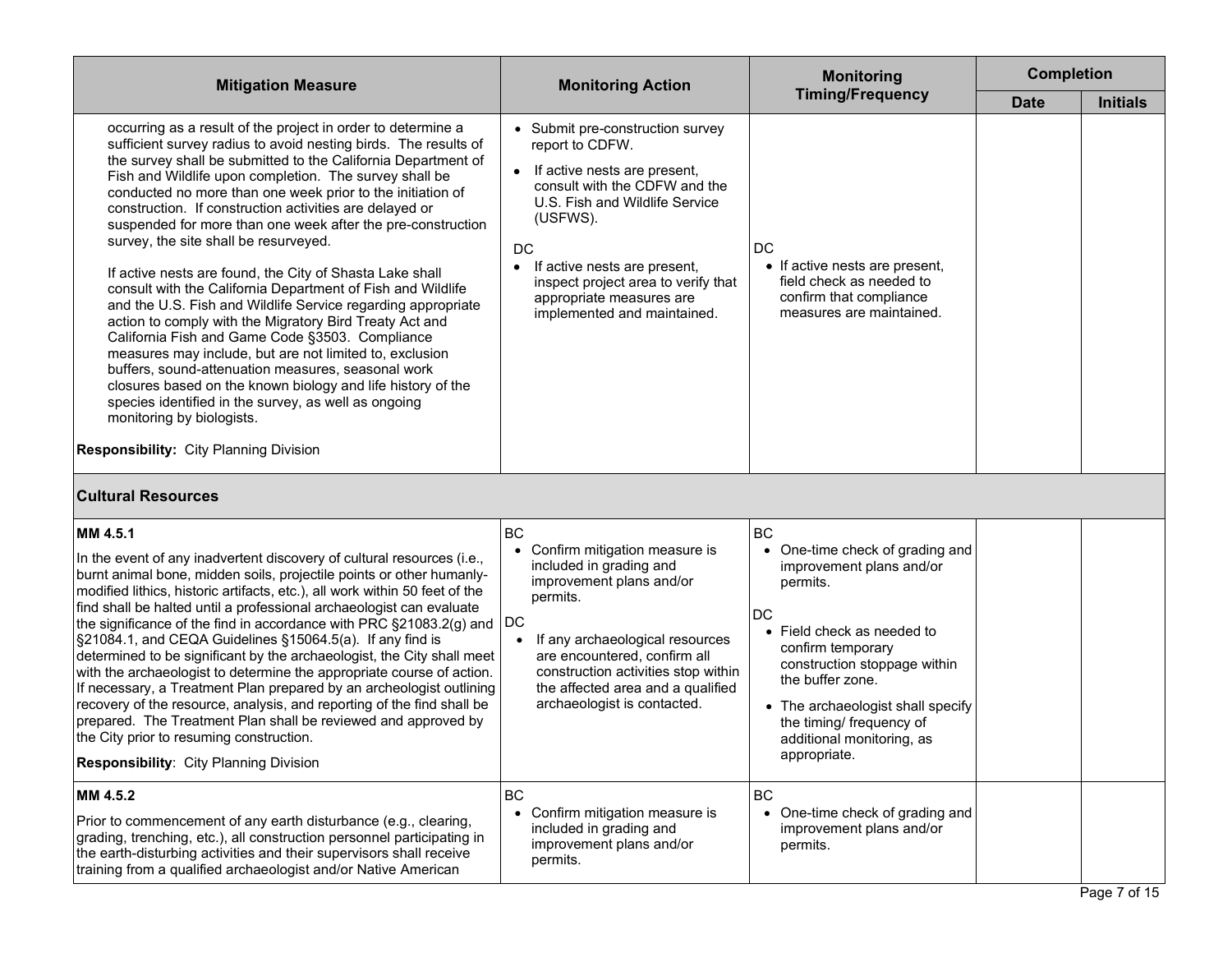| Mitigation Measure | Monitoring Action | Monitoring Timing/Frequency | Completion | |
|---|---|---|---|---|
| | | | Date | Initials |
| occurring as a result of the project in order to determine a sufficient survey radius to avoid nesting birds. The results of the survey shall be submitted to the California Department of Fish and Wildlife upon completion. The survey shall be conducted no more than one week prior to the initiation of construction. If construction activities are delayed or suspended for more than one week after the pre-construction survey, the site shall be resurveyed.<br><br>If active nests are found, the City of Shasta Lake shall consult with the California Department of Fish and Wildlife and the U.S. Fish and Wildlife Service regarding appropriate action to comply with the Migratory Bird Treaty Act and California Fish and Game Code §3503. Compliance measures may include, but are not limited to, exclusion buffers, sound-attenuation measures, seasonal work closures based on the known biology and life history of the species identified in the survey, as well as ongoing monitoring by biologists.<br><br>**Responsibility:** City Planning Division | • Submit pre-construction survey report to CDFW.<br>• If active nests are present, consult with the CDFW and the U.S. Fish and Wildlife Service (USFWS).<br><br>DC<br>• If active nests are present, inspect project area to verify that appropriate measures are implemented and maintained. | DC<br>• If active nests are present, field check as needed to confirm that compliance measures are maintained. | | |
| **Cultural Resources** | | | | |
| **MM 4.5.1**<br><br>In the event of any inadvertent discovery of cultural resources (i.e., burnt animal bone, midden soils, projectile points or other humanly-modified lithics, historic artifacts, etc.), all work within 50 feet of the find shall be halted until a professional archaeologist can evaluate the significance of the find in accordance with PRC §21083.2(g) and §21084.1, and CEQA Guidelines §15064.5(a). If any find is determined to be significant by the archaeologist, the City shall meet with the archaeologist to determine the appropriate course of action. If necessary, a Treatment Plan prepared by an archeologist outlining recovery of the resource, analysis, and reporting of the find shall be prepared. The Treatment Plan shall be reviewed and approved by the City prior to resuming construction.<br><br>**Responsibility**: City Planning Division | BC<br>• Confirm mitigation measure is included in grading and improvement plans and/or permits.<br><br>DC<br>• If any archaeological resources are encountered, confirm all construction activities stop within the affected area and a qualified archaeologist is contacted. | BC<br>• One-time check of grading and improvement plans and/or permits.<br><br>DC<br>• Field check as needed to confirm temporary construction stoppage within the buffer zone.<br>• The archaeologist shall specify the timing/ frequency of additional monitoring, as appropriate. | | |
| **MM 4.5.2**<br><br>Prior to commencement of any earth disturbance (e.g., clearing, grading, trenching, etc.), all construction personnel participating in the earth-disturbing activities and their supervisors shall receive training from a qualified archaeologist and/or Native American | BC<br>• Confirm mitigation measure is included in grading and improvement plans and/or permits. | BC<br>• One-time check of grading and improvement plans and/or permits. | | |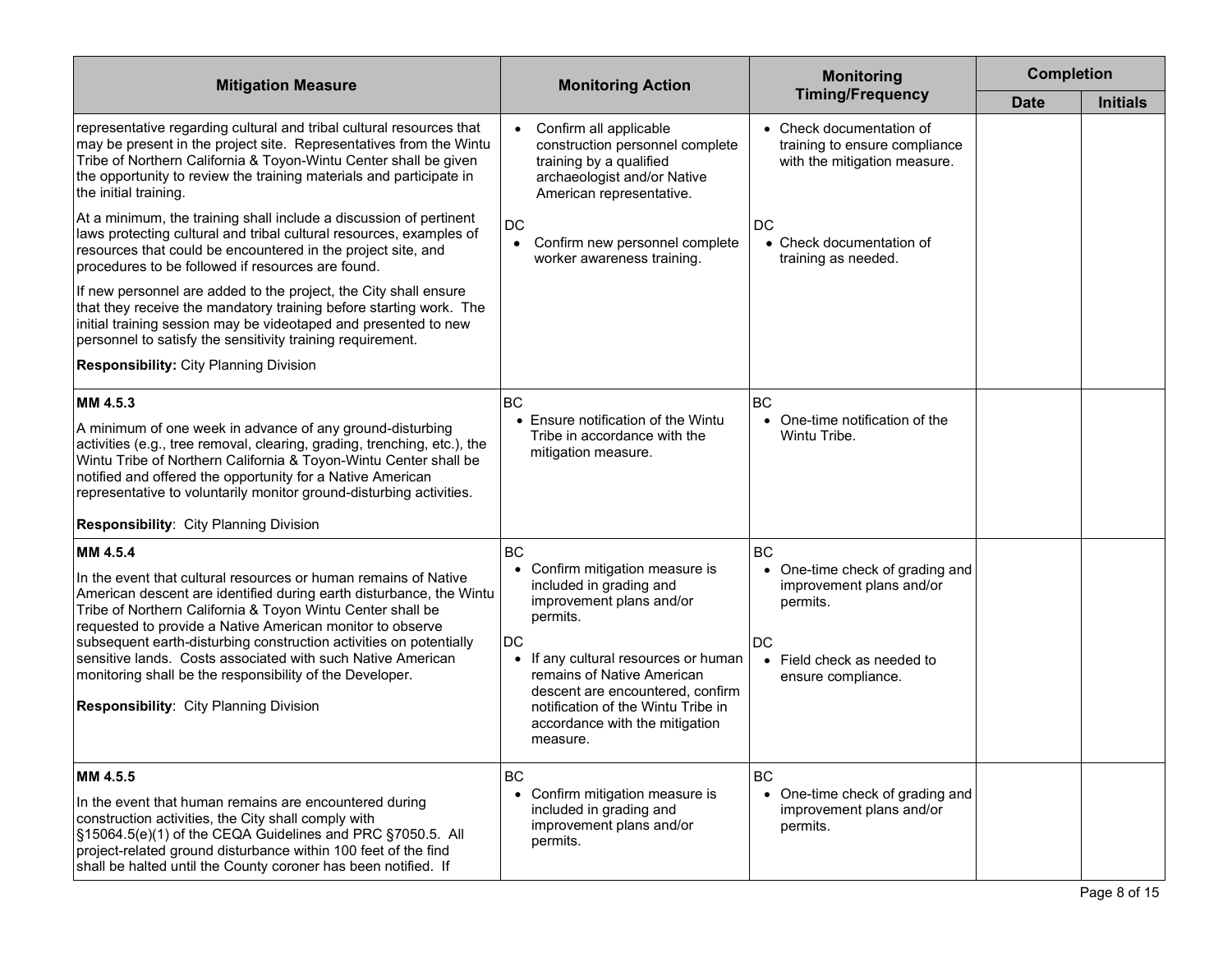| Mitigation Measure | Monitoring Action | Monitoring Timing/Frequency | Completion | |
|---|---|---|---|---|
| | | | **Date** | **Initials** |
| representative regarding cultural and tribal cultural resources that may be present in the project site. Representatives from the Wintu Tribe of Northern California & Toyon-Wintu Center shall be given the opportunity to review the training materials and participate in the initial training.<br><br>At a minimum, the training shall include a discussion of pertinent laws protecting cultural and tribal cultural resources, examples of resources that could be encountered in the project site, and procedures to be followed if resources are found.<br><br>If new personnel are added to the project, the City shall ensure that they receive the mandatory training before starting work. The initial training session may be videotaped and presented to new personnel to satisfy the sensitivity training requirement.<br><br>**Responsibility:** City Planning Division | • Confirm all applicable construction personnel complete training by a qualified archaeologist and/or Native American representative.<br><br>DC<br>• Confirm new personnel complete worker awareness training. | • Check documentation of training to ensure compliance with the mitigation measure.<br><br>DC<br>• Check documentation of training as needed. | | |
| **MM 4.5.3**<br><br>A minimum of one week in advance of any ground-disturbing activities (e.g., tree removal, clearing, grading, trenching, etc.), the Wintu Tribe of Northern California & Toyon-Wintu Center shall be notified and offered the opportunity for a Native American representative to voluntarily monitor ground-disturbing activities.<br><br>**Responsibility**: City Planning Division | BC<br>• Ensure notification of the Wintu Tribe in accordance with the mitigation measure. | BC<br>• One-time notification of the Wintu Tribe. | | |
| **MM 4.5.4**<br><br>In the event that cultural resources or human remains of Native American descent are identified during earth disturbance, the Wintu Tribe of Northern California & Toyon Wintu Center shall be requested to provide a Native American monitor to observe subsequent earth-disturbing construction activities on potentially sensitive lands. Costs associated with such Native American monitoring shall be the responsibility of the Developer.<br><br>**Responsibility**: City Planning Division | BC<br>• Confirm mitigation measure is included in grading and improvement plans and/or permits.<br><br>DC<br>• If any cultural resources or human remains of Native American descent are encountered, confirm notification of the Wintu Tribe in accordance with the mitigation measure. | BC<br>• One-time check of grading and improvement plans and/or permits.<br><br>DC<br>• Field check as needed to ensure compliance. | | |
| **MM 4.5.5**<br><br>In the event that human remains are encountered during construction activities, the City shall comply with §15064.5(e)(1) of the CEQA Guidelines and PRC §7050.5. All project-related ground disturbance within 100 feet of the find shall be halted until the County coroner has been notified. If | BC<br>• Confirm mitigation measure is included in grading and improvement plans and/or permits. | BC<br>• One-time check of grading and improvement plans and/or permits. | | |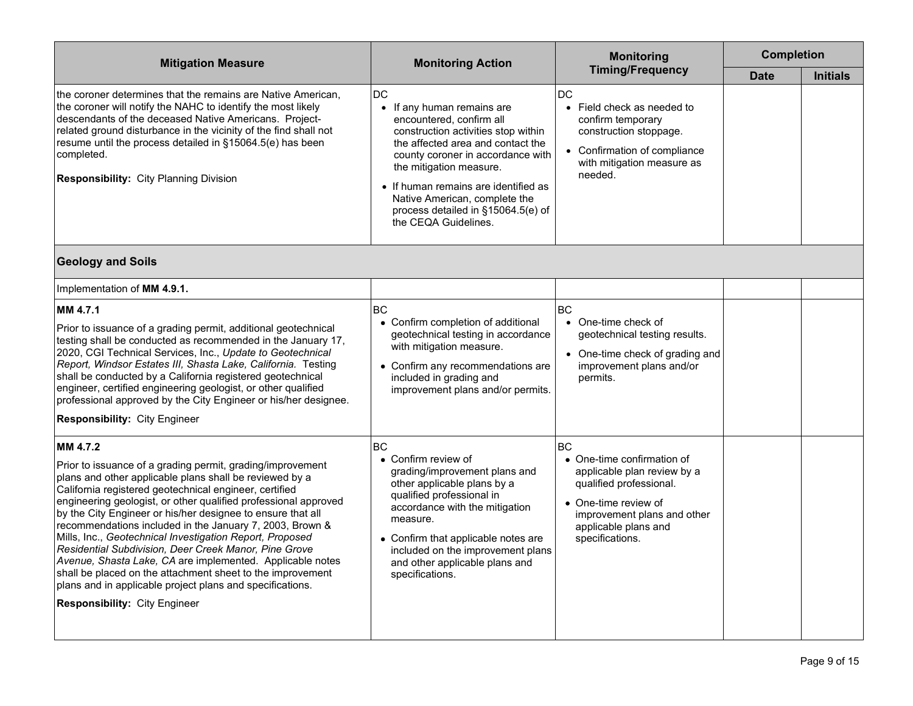| Mitigation Measure | Monitoring Action | Monitoring Timing/Frequency | Completion | |
|---|---|---|---|---|
| | | | Date | Initials |
| the coroner determines that the remains are Native American, the coroner will notify the NAHC to identify the most likely descendants of the deceased Native Americans. Project-related ground disturbance in the vicinity of the find shall not resume until the process detailed in §15064.5(e) has been completed.<br><br>**Responsibility:** City Planning Division | DC<br>• If any human remains are encountered, confirm all construction activities stop within the affected area and contact the county coroner in accordance with the mitigation measure.<br>• If human remains are identified as Native American, complete the process detailed in §15064.5(e) of the CEQA Guidelines. | DC<br>• Field check as needed to confirm temporary construction stoppage.<br>• Confirmation of compliance with mitigation measure as needed. | | |
| **Geology and Soils** | | | | |
| Implementation of **MM 4.9.1.** | | | | |
| **MM 4.7.1**<br><br>Prior to issuance of a grading permit, additional geotechnical testing shall be conducted as recommended in the January 17, 2020, CGI Technical Services, Inc., *Update to Geotechnical Report, Windsor Estates III, Shasta Lake, California.* Testing shall be conducted by a California registered geotechnical engineer, certified engineering geologist, or other qualified professional approved by the City Engineer or his/her designee.<br><br>**Responsibility:** City Engineer | BC<br>• Confirm completion of additional geotechnical testing in accordance with mitigation measure.<br>• Confirm any recommendations are included in grading and improvement plans and/or permits. | BC<br>• One-time check of geotechnical testing results.<br>• One-time check of grading and improvement plans and/or permits. | | |
| **MM 4.7.2**<br><br>Prior to issuance of a grading permit, grading/improvement plans and other applicable plans shall be reviewed by a California registered geotechnical engineer, certified engineering geologist, or other qualified professional approved by the City Engineer or his/her designee to ensure that all recommendations included in the January 7, 2003, Brown & Mills, Inc., *Geotechnical Investigation Report, Proposed Residential Subdivision, Deer Creek Manor, Pine Grove Avenue, Shasta Lake, CA* are implemented. Applicable notes shall be placed on the attachment sheet to the improvement plans and in applicable project plans and specifications.<br><br>**Responsibility:** City Engineer | BC<br>• Confirm review of grading/improvement plans and other applicable plans by a qualified professional in accordance with the mitigation measure.<br>• Confirm that applicable notes are included on the improvement plans and other applicable plans and specifications. | BC<br>• One-time confirmation of applicable plan review by a qualified professional.<br>• One-time review of improvement plans and other applicable plans and specifications. | | |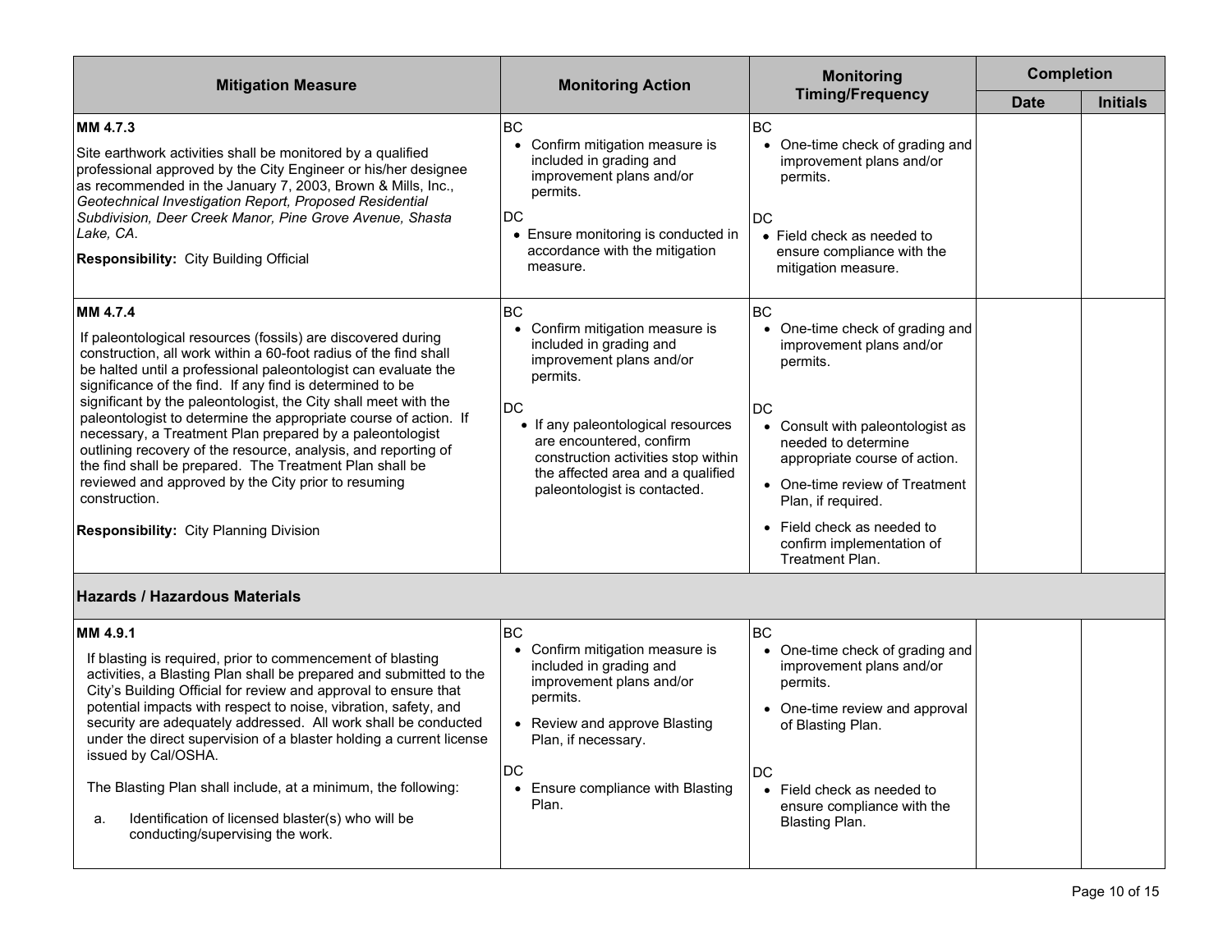| Mitigation Measure | Monitoring Action | Monitoring Timing/Frequency | Completion | |
|---|---|---|---|---|
| | | | Date | Initials |
| **MM 4.7.3**<br><br>Site earthwork activities shall be monitored by a qualified professional approved by the City Engineer or his/her designee as recommended in the January 7, 2003, Brown & Mills, Inc., *Geotechnical Investigation Report, Proposed Residential Subdivision, Deer Creek Manor, Pine Grove Avenue, Shasta Lake, CA*.<br><br>**Responsibility:** City Building Official | BC<br>• Confirm mitigation measure is included in grading and improvement plans and/or permits.<br><br>DC<br>• Ensure monitoring is conducted in accordance with the mitigation measure. | BC<br>• One-time check of grading and improvement plans and/or permits.<br><br>DC<br>• Field check as needed to ensure compliance with the mitigation measure. | | |
| **MM 4.7.4**<br><br>If paleontological resources (fossils) are discovered during construction, all work within a 60-foot radius of the find shall be halted until a professional paleontologist can evaluate the significance of the find. If any find is determined to be significant by the paleontologist, the City shall meet with the paleontologist to determine the appropriate course of action. If necessary, a Treatment Plan prepared by a paleontologist outlining recovery of the resource, analysis, and reporting of the find shall be prepared. The Treatment Plan shall be reviewed and approved by the City prior to resuming construction.<br><br>**Responsibility:** City Planning Division | BC<br>• Confirm mitigation measure is included in grading and improvement plans and/or permits.<br><br>DC<br>• If any paleontological resources are encountered, confirm construction activities stop within the affected area and a qualified paleontologist is contacted. | BC<br>• One-time check of grading and improvement plans and/or permits.<br><br>DC<br>• Consult with paleontologist as needed to determine appropriate course of action.<br>• One-time review of Treatment Plan, if required.<br>• Field check as needed to confirm implementation of Treatment Plan. | | |
| **Hazards / Hazardous Materials** | | | | |
| **MM 4.9.1**<br><br>If blasting is required, prior to commencement of blasting activities, a Blasting Plan shall be prepared and submitted to the City's Building Official for review and approval to ensure that potential impacts with respect to noise, vibration, safety, and security are adequately addressed. All work shall be conducted under the direct supervision of a blaster holding a current license issued by Cal/OSHA.<br><br>The Blasting Plan shall include, at a minimum, the following:<br><br>a. Identification of licensed blaster(s) who will be conducting/supervising the work. | BC<br>• Confirm mitigation measure is included in grading and improvement plans and/or permits.<br>• Review and approve Blasting Plan, if necessary.<br><br>DC<br>• Ensure compliance with Blasting Plan. | BC<br>• One-time check of grading and improvement plans and/or permits.<br>• One-time review and approval of Blasting Plan.<br><br>DC<br>• Field check as needed to ensure compliance with the Blasting Plan. | | |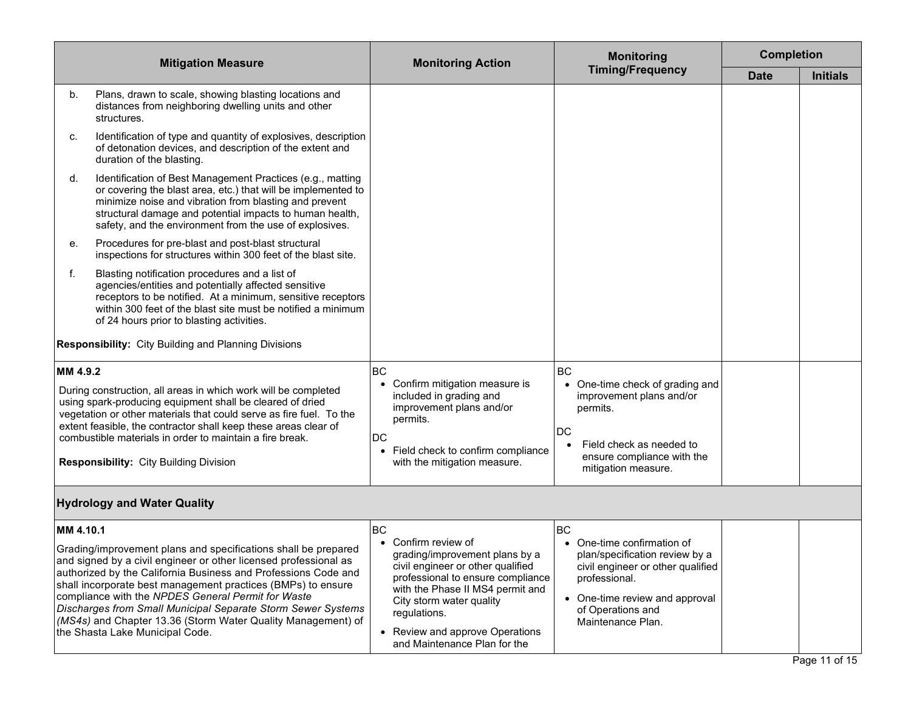| Mitigation Measure | Monitoring Action | Monitoring Timing/Frequency | Completion | |
|---|---|---|---|---|
| | | | Date | Initials |
| b. Plans, drawn to scale, showing blasting locations and distances from neighboring dwelling units and other structures.<br><br>c. Identification of type and quantity of explosives, description of detonation devices, and description of the extent and duration of the blasting.<br><br>d. Identification of Best Management Practices (e.g., matting or covering the blast area, etc.) that will be implemented to minimize noise and vibration from blasting and prevent structural damage and potential impacts to human health, safety, and the environment from the use of explosives.<br><br>e. Procedures for pre-blast and post-blast structural inspections for structures within 300 feet of the blast site.<br><br>f. Blasting notification procedures and a list of agencies/entities and potentially affected sensitive receptors to be notified. At a minimum, sensitive receptors within 300 feet of the blast site must be notified a minimum of 24 hours prior to blasting activities.<br><br>**Responsibility:** City Building and Planning Divisions | | | | |
| **MM 4.9.2**<br><br>During construction, all areas in which work will be completed using spark-producing equipment shall be cleared of dried vegetation or other materials that could serve as fire fuel. To the extent feasible, the contractor shall keep these areas clear of combustible materials in order to maintain a fire break.<br><br>**Responsibility:** City Building Division | BC<br>• Confirm mitigation measure is included in grading and improvement plans and/or permits.<br><br>DC<br>• Field check to confirm compliance with the mitigation measure. | BC<br>• One-time check of grading and improvement plans and/or permits.<br><br>DC<br>• Field check as needed to ensure compliance with the mitigation measure. | | |
| **Hydrology and Water Quality** | | | | |
| **MM 4.10.1**<br><br>Grading/improvement plans and specifications shall be prepared and signed by a civil engineer or other licensed professional as authorized by the California Business and Professions Code and shall incorporate best management practices (BMPs) to ensure compliance with the *NPDES General Permit for Waste Discharges from Small Municipal Separate Storm Sewer Systems (MS4s)* and Chapter 13.36 (Storm Water Quality Management) of the Shasta Lake Municipal Code. | BC<br>• Confirm review of grading/improvement plans by a civil engineer or other qualified professional to ensure compliance with the Phase II MS4 permit and City storm water quality regulations.<br><br>• Review and approve Operations and Maintenance Plan for the | BC<br>• One-time confirmation of plan/specification review by a civil engineer or other qualified professional.<br><br>• One-time review and approval of Operations and Maintenance Plan. | | |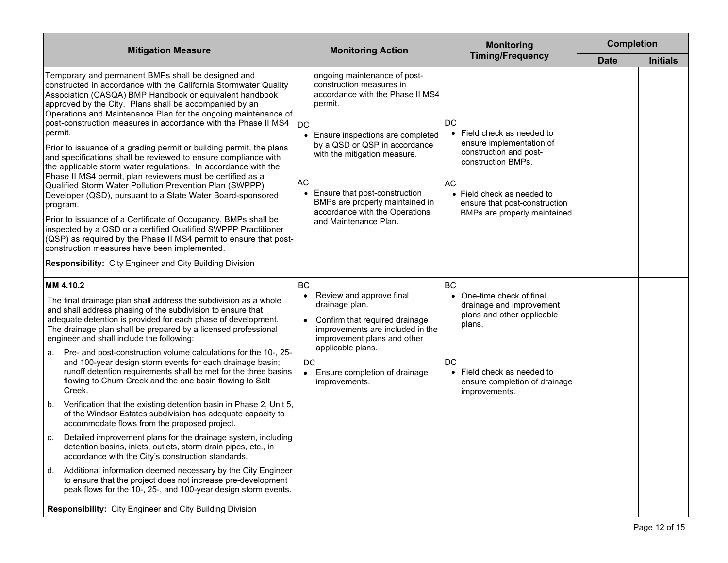| Mitigation Measure | Monitoring Action | Monitoring Timing/Frequency | Completion | |
|---|---|---|---|---|
| | | | Date | Initials |
| Temporary and permanent BMPs shall be designed and constructed in accordance with the California Stormwater Quality Association (CASQA) BMP Handbook or equivalent handbook approved by the City. Plans shall be accompanied by an Operations and Maintenance Plan for the ongoing maintenance of post-construction measures in accordance with the Phase II MS4 permit.<br><br>Prior to issuance of a grading permit or building permit, the plans and specifications shall be reviewed to ensure compliance with the applicable storm water regulations. In accordance with the Phase II MS4 permit, plan reviewers must be certified as a Qualified Storm Water Pollution Prevention Plan (SWPPP) Developer (QSD), pursuant to a State Water Board-sponsored program.<br><br>Prior to issuance of a Certificate of Occupancy, BMPs shall be inspected by a QSD or a certified Qualified SWPPP Practitioner (QSP) as required by the Phase II MS4 permit to ensure that post-construction measures have been implemented.<br><br>**Responsibility:** City Engineer and City Building Division | ongoing maintenance of post-construction measures in accordance with the Phase II MS4 permit.<br><br>DC<br>• Ensure inspections are completed by a QSD or QSP in accordance with the mitigation measure.<br><br>AC<br>• Ensure that post-construction BMPs are properly maintained in accordance with the Operations and Maintenance Plan. | DC<br>• Field check as needed to ensure implementation of construction and post-construction BMPs.<br><br>AC<br>• Field check as needed to ensure that post-construction BMPs are properly maintained. | | |
| **MM 4.10.2**<br><br>The final drainage plan shall address the subdivision as a whole and shall address phasing of the subdivision to ensure that adequate detention is provided for each phase of development. The drainage plan shall be prepared by a licensed professional engineer and shall include the following:<br><br>a. Pre- and post-construction volume calculations for the 10-, 25- and 100-year design storm events for each drainage basin; runoff detention requirements shall be met for the three basins flowing to Churn Creek and the one basin flowing to Salt Creek.<br><br>b. Verification that the existing detention basin in Phase 2, Unit 5, of the Windsor Estates subdivision has adequate capacity to accommodate flows from the proposed project.<br><br>c. Detailed improvement plans for the drainage system, including detention basins, inlets, outlets, storm drain pipes, etc., in accordance with the City's construction standards.<br><br>d. Additional information deemed necessary by the City Engineer to ensure that the project does not increase pre-development peak flows for the 10-, 25-, and 100-year design storm events.<br><br>**Responsibility:** City Engineer and City Building Division | BC<br>• Review and approve final drainage plan.<br>• Confirm that required drainage improvements are included in the improvement plans and other applicable plans.<br><br>DC<br>• Ensure completion of drainage improvements. | BC<br>• One-time check of final drainage and improvement plans and other applicable plans.<br><br>DC<br>• Field check as needed to ensure completion of drainage improvements. | | |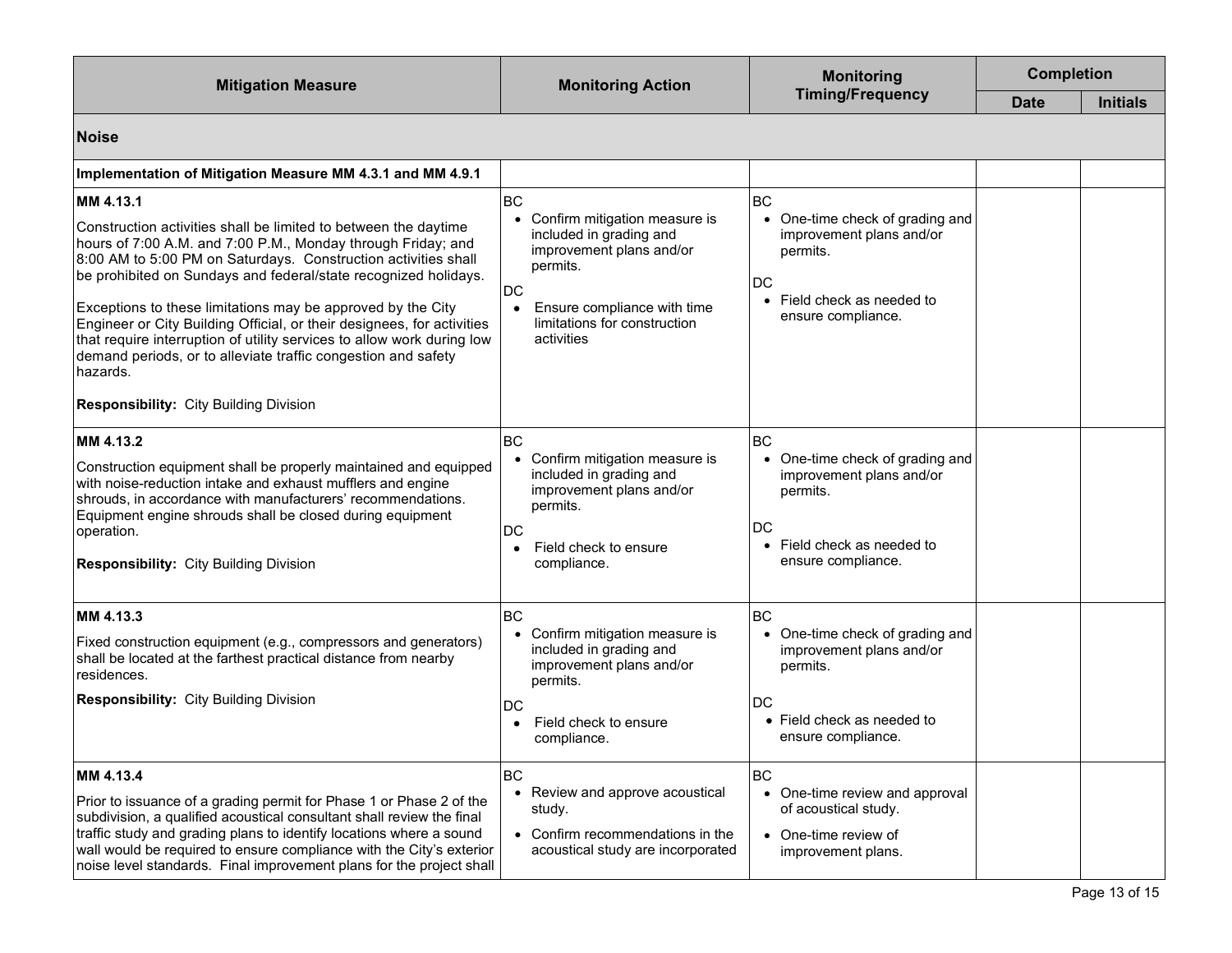| Mitigation Measure | Monitoring Action | Monitoring Timing/Frequency | Completion | |
|---|---|---|---|---|
| | | | **Date** | **Initials** |
| **Noise** | | | | |
| **Implementation of Mitigation Measure MM 4.3.1 and MM 4.9.1** | | | | |
| **MM 4.13.1**<br><br>Construction activities shall be limited to between the daytime hours of 7:00 A.M. and 7:00 P.M., Monday through Friday; and 8:00 AM to 5:00 PM on Saturdays. Construction activities shall be prohibited on Sundays and federal/state recognized holidays.<br><br>Exceptions to these limitations may be approved by the City Engineer or City Building Official, or their designees, for activities that require interruption of utility services to allow work during low demand periods, or to alleviate traffic congestion and safety hazards.<br><br>**Responsibility:** City Building Division | BC<br>• Confirm mitigation measure is included in grading and improvement plans and/or permits.<br><br>DC<br>• Ensure compliance with time limitations for construction activities | BC<br>• One-time check of grading and improvement plans and/or permits.<br><br>DC<br>• Field check as needed to ensure compliance. | | |
| **MM 4.13.2**<br><br>Construction equipment shall be properly maintained and equipped with noise-reduction intake and exhaust mufflers and engine shrouds, in accordance with manufacturers' recommendations. Equipment engine shrouds shall be closed during equipment operation.<br><br>**Responsibility:** City Building Division | BC<br>• Confirm mitigation measure is included in grading and improvement plans and/or permits.<br><br>DC<br>• Field check to ensure compliance. | BC<br>• One-time check of grading and improvement plans and/or permits.<br><br>DC<br>• Field check as needed to ensure compliance. | | |
| **MM 4.13.3**<br><br>Fixed construction equipment (e.g., compressors and generators) shall be located at the farthest practical distance from nearby residences.<br><br>**Responsibility:** City Building Division | BC<br>• Confirm mitigation measure is included in grading and improvement plans and/or permits.<br><br>DC<br>• Field check to ensure compliance. | BC<br>• One-time check of grading and improvement plans and/or permits.<br><br>DC<br>• Field check as needed to ensure compliance. | | |
| **MM 4.13.4**<br><br>Prior to issuance of a grading permit for Phase 1 or Phase 2 of the subdivision, a qualified acoustical consultant shall review the final traffic study and grading plans to identify locations where a sound wall would be required to ensure compliance with the City's exterior noise level standards. Final improvement plans for the project shall | BC<br>• Review and approve acoustical study.<br>• Confirm recommendations in the acoustical study are incorporated | BC<br>• One-time review and approval of acoustical study.<br>• One-time review of improvement plans. | | |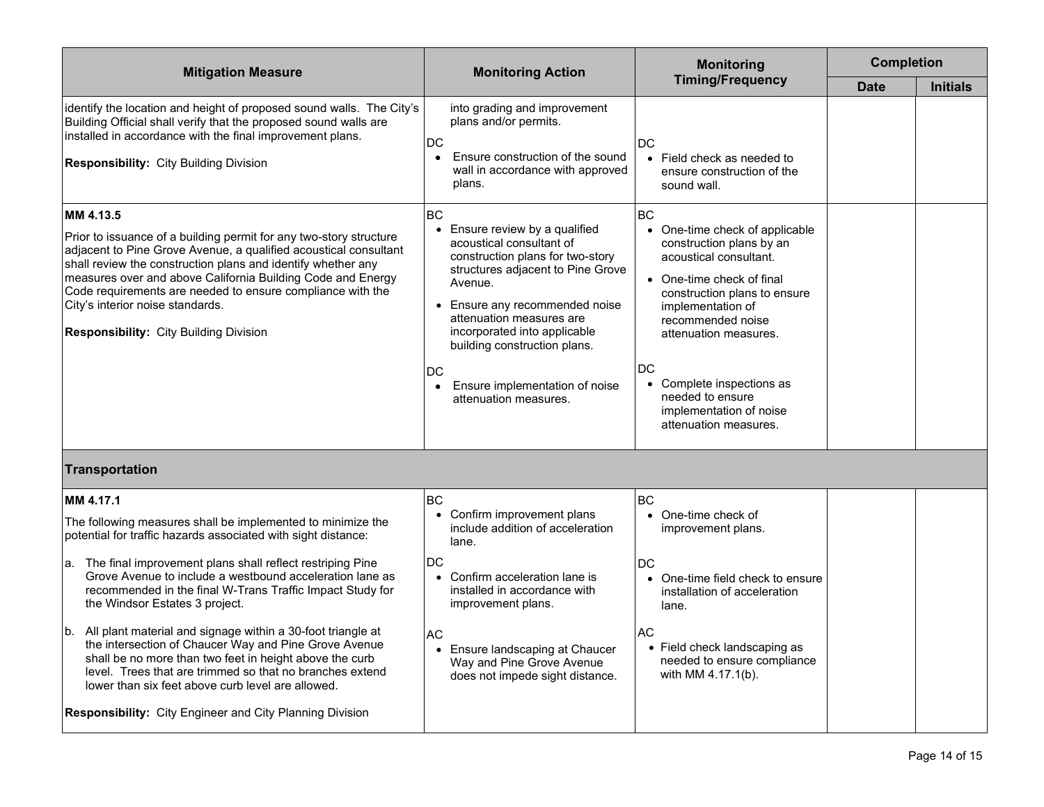| Mitigation Measure | Monitoring Action | Monitoring Timing/Frequency | Completion | |
|---|---|---|---|---|
| | | | Date | Initials |
| identify the location and height of proposed sound walls. The City's Building Official shall verify that the proposed sound walls are installed in accordance with the final improvement plans.<br><br>**Responsibility:** City Building Division | into grading and improvement plans and/or permits.<br><br>DC<br>• Ensure construction of the sound wall in accordance with approved plans. | DC<br>• Field check as needed to ensure construction of the sound wall. | | |
| **MM 4.13.5**<br><br>Prior to issuance of a building permit for any two-story structure adjacent to Pine Grove Avenue, a qualified acoustical consultant shall review the construction plans and identify whether any measures over and above California Building Code and Energy Code requirements are needed to ensure compliance with the City's interior noise standards.<br><br>**Responsibility:** City Building Division | BC<br>• Ensure review by a qualified acoustical consultant of construction plans for two-story structures adjacent to Pine Grove Avenue.<br>• Ensure any recommended noise attenuation measures are incorporated into applicable building construction plans.<br><br>DC<br>• Ensure implementation of noise attenuation measures. | BC<br>• One-time check of applicable construction plans by an acoustical consultant.<br>• One-time check of final construction plans to ensure implementation of recommended noise attenuation measures.<br><br>DC<br>• Complete inspections as needed to ensure implementation of noise attenuation measures. | | |
| **Transportation** | | | | |
| **MM 4.17.1**<br><br>The following measures shall be implemented to minimize the potential for traffic hazards associated with sight distance:<br><br>a. The final improvement plans shall reflect restriping Pine Grove Avenue to include a westbound acceleration lane as recommended in the final W-Trans Traffic Impact Study for the Windsor Estates 3 project.<br><br>b. All plant material and signage within a 30-foot triangle at the intersection of Chaucer Way and Pine Grove Avenue shall be no more than two feet in height above the curb level. Trees that are trimmed so that no branches extend lower than six feet above curb level are allowed.<br><br>**Responsibility:** City Engineer and City Planning Division | BC<br>• Confirm improvement plans include addition of acceleration lane.<br><br>DC<br>• Confirm acceleration lane is installed in accordance with improvement plans.<br><br>AC<br>• Ensure landscaping at Chaucer Way and Pine Grove Avenue does not impede sight distance. | BC<br>• One-time check of improvement plans.<br><br>DC<br>• One-time field check to ensure installation of acceleration lane.<br><br>AC<br>• Field check landscaping as needed to ensure compliance with MM 4.17.1(b). | | |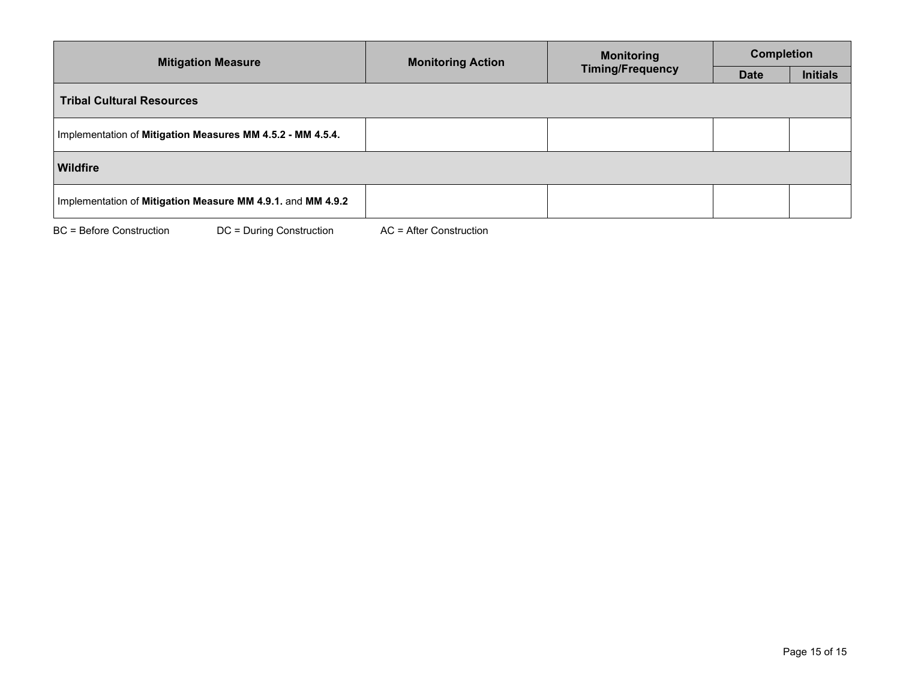| Mitigation Measure | Monitoring Action | Monitoring Timing/Frequency | Completion | |
|---|---|---|---|---|
| | | | Date | Initials |
| **Tribal Cultural Resources** | | | | |
| Implementation of **Mitigation Measures MM 4.5.2 - MM 4.5.4.** | | | | |
| **Wildfire** | | | | |
| Implementation of **Mitigation Measure MM 4.9.1.** and **MM 4.9.2** | | | | |

BC = Before Construction DC = During Construction AC = After Construction